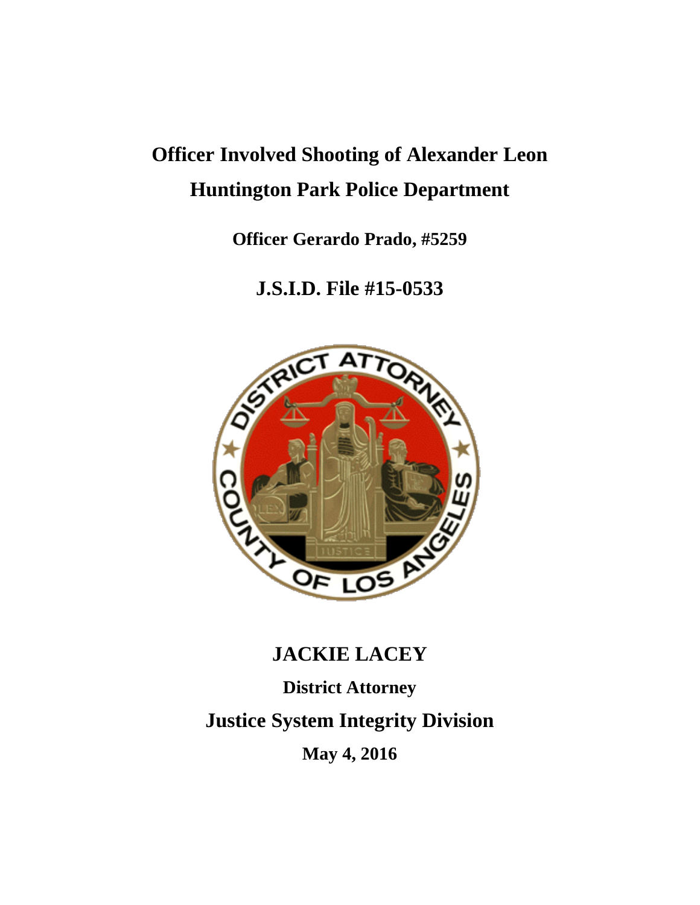# Officer Involved Shooting of Alexander Leon

# Huntington Park Police Department

**Officer Gerardo Prado, #5259**

## J.S.I.D. File #15-0533

## JACKIE LACEY

**District Attorney**

## Justice System Integrity Division

**May 4, 2016**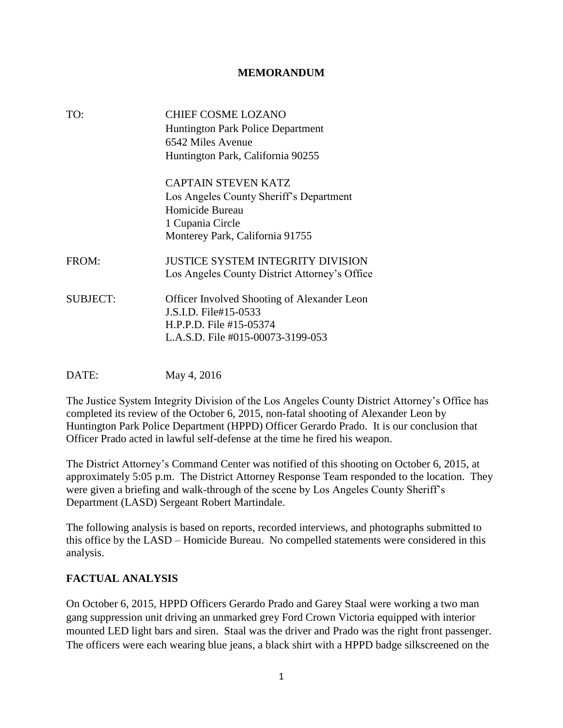**MEMORANDUM**

| | |
|---|---|
| TO: | CHIEF COSME LOZANO<br>Huntington Park Police Department<br>6542 Miles Avenue<br>Huntington Park, California 90255 |
| | CAPTAIN STEVEN KATZ<br>Los Angeles County Sheriff's Department<br>Homicide Bureau<br>1 Cupania Circle<br>Monterey Park, California 91755 |
| FROM: | JUSTICE SYSTEM INTEGRITY DIVISION<br>Los Angeles County District Attorney's Office |
| SUBJECT: | Officer Involved Shooting of Alexander Leon<br>J.S.I.D. File#15-0533<br>H.P.P.D. File #15-05374<br>L.A.S.D. File #015-00073-3199-053 |
| DATE: | May 4, 2016 |

The Justice System Integrity Division of the Los Angeles County District Attorney's Office has completed its review of the October 6, 2015, non-fatal shooting of Alexander Leon by Huntington Park Police Department (HPPD) Officer Gerardo Prado. It is our conclusion that Officer Prado acted in lawful self-defense at the time he fired his weapon.

The District Attorney's Command Center was notified of this shooting on October 6, 2015, at approximately 5:05 p.m. The District Attorney Response Team responded to the location. They were given a briefing and walk-through of the scene by Los Angeles County Sheriff's Department (LASD) Sergeant Robert Martindale.

The following analysis is based on reports, recorded interviews, and photographs submitted to this office by the LASD – Homicide Bureau. No compelled statements were considered in this analysis.

## FACTUAL ANALYSIS

On October 6, 2015, HPPD Officers Gerardo Prado and Garey Staal were working a two man gang suppression unit driving an unmarked grey Ford Crown Victoria equipped with interior mounted LED light bars and siren. Staal was the driver and Prado was the right front passenger. The officers were each wearing blue jeans, a black shirt with a HPPD badge silkscreened on the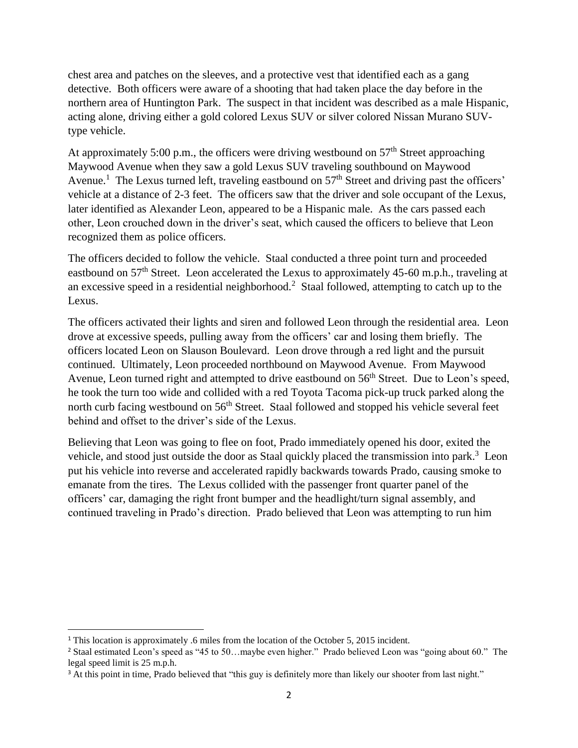chest area and patches on the sleeves, and a protective vest that identified each as a gang detective. Both officers were aware of a shooting that had taken place the day before in the northern area of Huntington Park. The suspect in that incident was described as a male Hispanic, acting alone, driving either a gold colored Lexus SUV or silver colored Nissan Murano SUV-type vehicle.

At approximately 5:00 p.m., the officers were driving westbound on 57th Street approaching Maywood Avenue when they saw a gold Lexus SUV traveling southbound on Maywood Avenue.[1] The Lexus turned left, traveling eastbound on 57th Street and driving past the officers' vehicle at a distance of 2-3 feet. The officers saw that the driver and sole occupant of the Lexus, later identified as Alexander Leon, appeared to be a Hispanic male. As the cars passed each other, Leon crouched down in the driver's seat, which caused the officers to believe that Leon recognized them as police officers.

The officers decided to follow the vehicle. Staal conducted a three point turn and proceeded eastbound on 57th Street. Leon accelerated the Lexus to approximately 45-60 m.p.h., traveling at an excessive speed in a residential neighborhood.[2] Staal followed, attempting to catch up to the Lexus.

The officers activated their lights and siren and followed Leon through the residential area. Leon drove at excessive speeds, pulling away from the officers' car and losing them briefly. The officers located Leon on Slauson Boulevard. Leon drove through a red light and the pursuit continued. Ultimately, Leon proceeded northbound on Maywood Avenue. From Maywood Avenue, Leon turned right and attempted to drive eastbound on 56th Street. Due to Leon's speed, he took the turn too wide and collided with a red Toyota Tacoma pick-up truck parked along the north curb facing westbound on 56th Street. Staal followed and stopped his vehicle several feet behind and offset to the driver's side of the Lexus.

Believing that Leon was going to flee on foot, Prado immediately opened his door, exited the vehicle, and stood just outside the door as Staal quickly placed the transmission into park.[3] Leon put his vehicle into reverse and accelerated rapidly backwards towards Prado, causing smoke to emanate from the tires. The Lexus collided with the passenger front quarter panel of the officers' car, damaging the right front bumper and the headlight/turn signal assembly, and continued traveling in Prado's direction. Prado believed that Leon was attempting to run him

[1] This location is approximately .6 miles from the location of the October 5, 2015 incident.

[2] Staal estimated Leon's speed as "45 to 50…maybe even higher." Prado believed Leon was "going about 60." The legal speed limit is 25 m.p.h.

[3] At this point in time, Prado believed that "this guy is definitely more than likely our shooter from last night."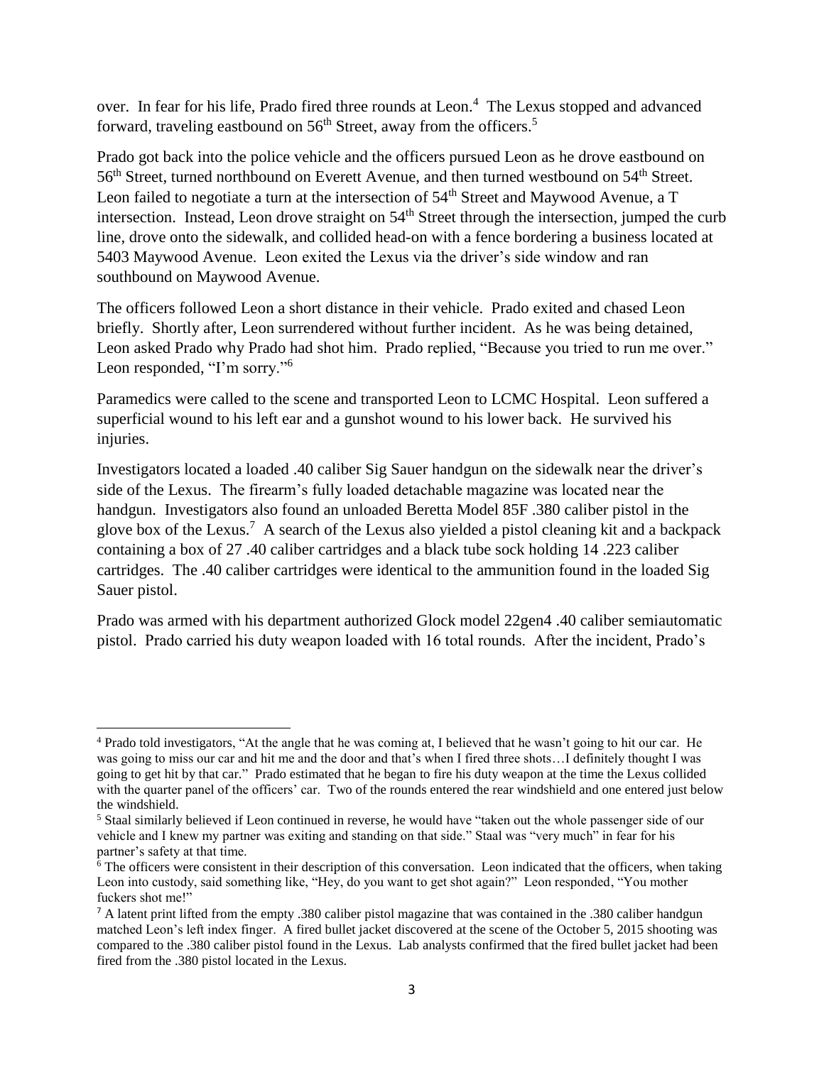over. In fear for his life, Prado fired three rounds at Leon.[4] The Lexus stopped and advanced forward, traveling eastbound on 56th Street, away from the officers.[5]

Prado got back into the police vehicle and the officers pursued Leon as he drove eastbound on 56th Street, turned northbound on Everett Avenue, and then turned westbound on 54th Street. Leon failed to negotiate a turn at the intersection of 54th Street and Maywood Avenue, a T intersection. Instead, Leon drove straight on 54th Street through the intersection, jumped the curb line, drove onto the sidewalk, and collided head-on with a fence bordering a business located at 5403 Maywood Avenue. Leon exited the Lexus via the driver's side window and ran southbound on Maywood Avenue.

The officers followed Leon a short distance in their vehicle. Prado exited and chased Leon briefly. Shortly after, Leon surrendered without further incident. As he was being detained, Leon asked Prado why Prado had shot him. Prado replied, "Because you tried to run me over." Leon responded, "I'm sorry."[6]

Paramedics were called to the scene and transported Leon to LCMC Hospital. Leon suffered a superficial wound to his left ear and a gunshot wound to his lower back. He survived his injuries.

Investigators located a loaded .40 caliber Sig Sauer handgun on the sidewalk near the driver's side of the Lexus. The firearm's fully loaded detachable magazine was located near the handgun. Investigators also found an unloaded Beretta Model 85F .380 caliber pistol in the glove box of the Lexus.[7] A search of the Lexus also yielded a pistol cleaning kit and a backpack containing a box of 27 .40 caliber cartridges and a black tube sock holding 14 .223 caliber cartridges. The .40 caliber cartridges were identical to the ammunition found in the loaded Sig Sauer pistol.

Prado was armed with his department authorized Glock model 22gen4 .40 caliber semiautomatic pistol. Prado carried his duty weapon loaded with 16 total rounds. After the incident, Prado's

---

[4] Prado told investigators, "At the angle that he was coming at, I believed that he wasn't going to hit our car. He was going to miss our car and hit me and the door and that's when I fired three shots…I definitely thought I was going to get hit by that car." Prado estimated that he began to fire his duty weapon at the time the Lexus collided with the quarter panel of the officers' car. Two of the rounds entered the rear windshield and one entered just below the windshield.

[5] Staal similarly believed if Leon continued in reverse, he would have "taken out the whole passenger side of our vehicle and I knew my partner was exiting and standing on that side." Staal was "very much" in fear for his partner's safety at that time.

[6] The officers were consistent in their description of this conversation. Leon indicated that the officers, when taking Leon into custody, said something like, "Hey, do you want to get shot again?" Leon responded, "You mother fuckers shot me!"

[7] A latent print lifted from the empty .380 caliber pistol magazine that was contained in the .380 caliber handgun matched Leon's left index finger. A fired bullet jacket discovered at the scene of the October 5, 2015 shooting was compared to the .380 caliber pistol found in the Lexus. Lab analysts confirmed that the fired bullet jacket had been fired from the .380 pistol located in the Lexus.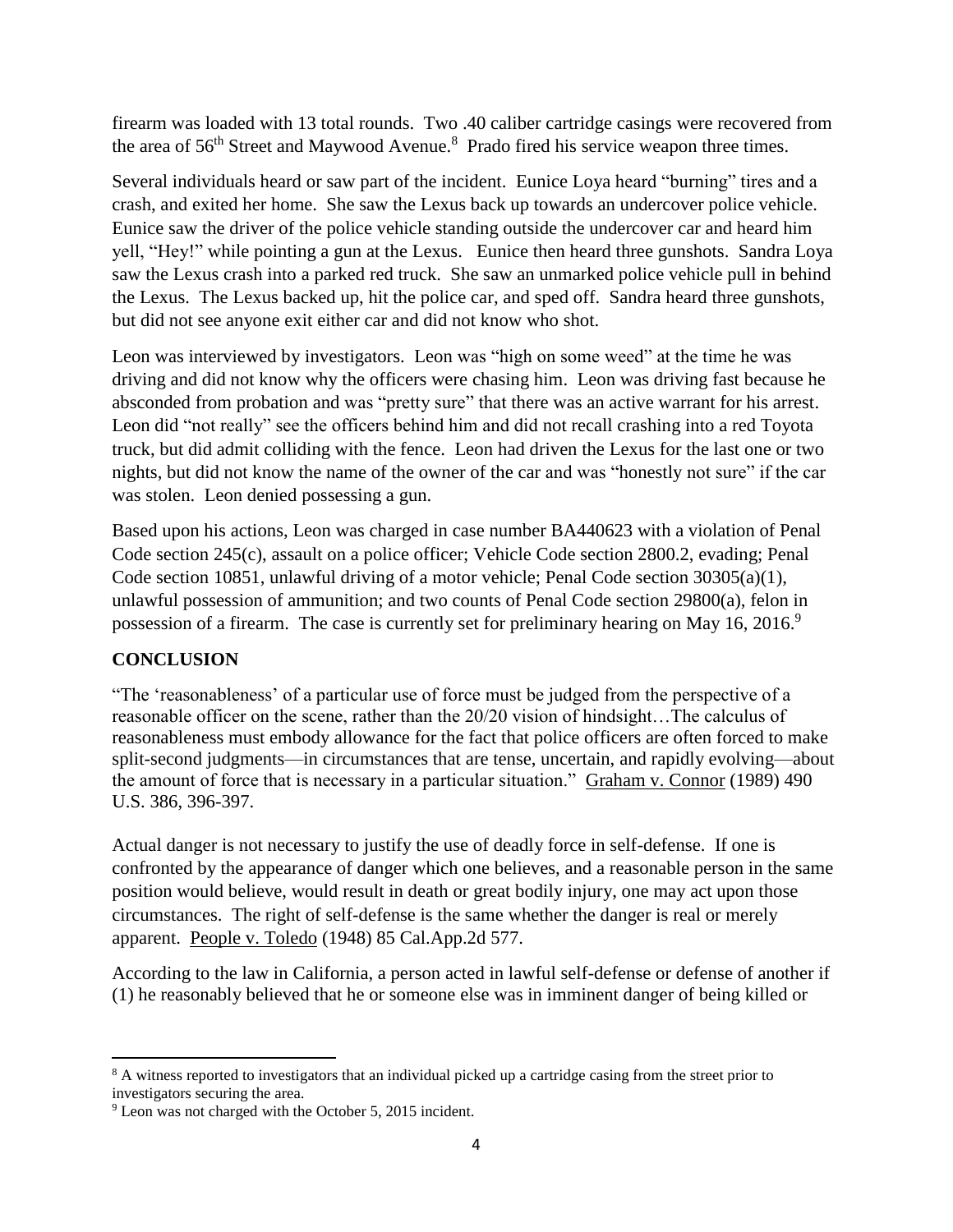firearm was loaded with 13 total rounds. Two .40 caliber cartridge casings were recovered from the area of 56th Street and Maywood Avenue.[8] Prado fired his service weapon three times.

Several individuals heard or saw part of the incident. Eunice Loya heard "burning" tires and a crash, and exited her home. She saw the Lexus back up towards an undercover police vehicle. Eunice saw the driver of the police vehicle standing outside the undercover car and heard him yell, "Hey!" while pointing a gun at the Lexus. Eunice then heard three gunshots. Sandra Loya saw the Lexus crash into a parked red truck. She saw an unmarked police vehicle pull in behind the Lexus. The Lexus backed up, hit the police car, and sped off. Sandra heard three gunshots, but did not see anyone exit either car and did not know who shot.

Leon was interviewed by investigators. Leon was "high on some weed" at the time he was driving and did not know why the officers were chasing him. Leon was driving fast because he absconded from probation and was "pretty sure" that there was an active warrant for his arrest. Leon did "not really" see the officers behind him and did not recall crashing into a red Toyota truck, but did admit colliding with the fence. Leon had driven the Lexus for the last one or two nights, but did not know the name of the owner of the car and was "honestly not sure" if the car was stolen. Leon denied possessing a gun.

Based upon his actions, Leon was charged in case number BA440623 with a violation of Penal Code section 245(c), assault on a police officer; Vehicle Code section 2800.2, evading; Penal Code section 10851, unlawful driving of a motor vehicle; Penal Code section 30305(a)(1), unlawful possession of ammunition; and two counts of Penal Code section 29800(a), felon in possession of a firearm. The case is currently set for preliminary hearing on May 16, 2016.[9]

## CONCLUSION

"The 'reasonableness' of a particular use of force must be judged from the perspective of a reasonable officer on the scene, rather than the 20/20 vision of hindsight…The calculus of reasonableness must embody allowance for the fact that police officers are often forced to make split-second judgments—in circumstances that are tense, uncertain, and rapidly evolving—about the amount of force that is necessary in a particular situation." Graham v. Connor (1989) 490 U.S. 386, 396-397.

Actual danger is not necessary to justify the use of deadly force in self-defense. If one is confronted by the appearance of danger which one believes, and a reasonable person in the same position would believe, would result in death or great bodily injury, one may act upon those circumstances. The right of self-defense is the same whether the danger is real or merely apparent. People v. Toledo (1948) 85 Cal.App.2d 577.

According to the law in California, a person acted in lawful self-defense or defense of another if (1) he reasonably believed that he or someone else was in imminent danger of being killed or

---

[8] A witness reported to investigators that an individual picked up a cartridge casing from the street prior to investigators securing the area.

[9] Leon was not charged with the October 5, 2015 incident.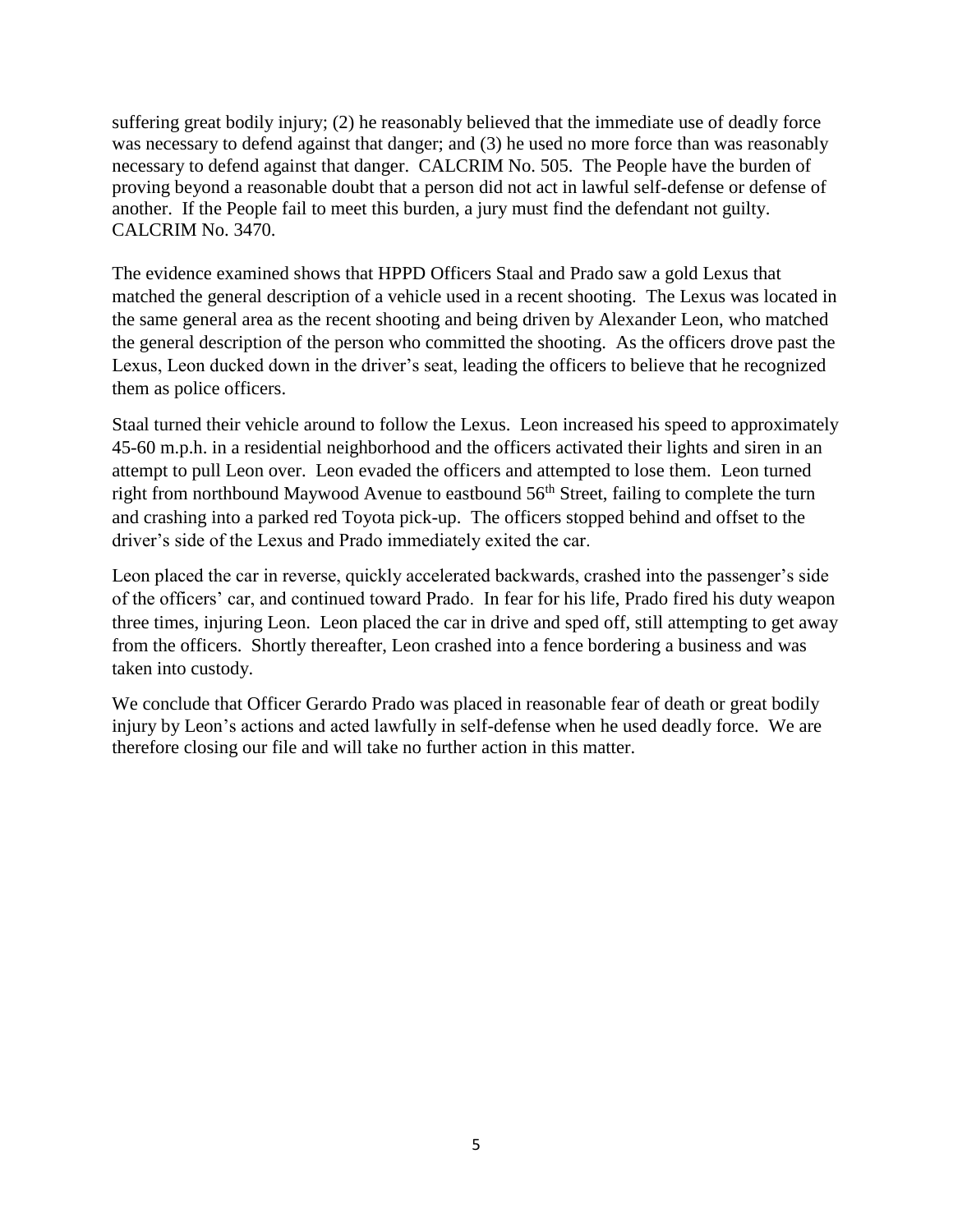suffering great bodily injury; (2) he reasonably believed that the immediate use of deadly force was necessary to defend against that danger; and (3) he used no more force than was reasonably necessary to defend against that danger. CALCRIM No. 505. The People have the burden of proving beyond a reasonable doubt that a person did not act in lawful self-defense or defense of another. If the People fail to meet this burden, a jury must find the defendant not guilty. CALCRIM No. 3470.

The evidence examined shows that HPPD Officers Staal and Prado saw a gold Lexus that matched the general description of a vehicle used in a recent shooting. The Lexus was located in the same general area as the recent shooting and being driven by Alexander Leon, who matched the general description of the person who committed the shooting. As the officers drove past the Lexus, Leon ducked down in the driver's seat, leading the officers to believe that he recognized them as police officers.

Staal turned their vehicle around to follow the Lexus. Leon increased his speed to approximately 45-60 m.p.h. in a residential neighborhood and the officers activated their lights and siren in an attempt to pull Leon over. Leon evaded the officers and attempted to lose them. Leon turned right from northbound Maywood Avenue to eastbound 56th Street, failing to complete the turn and crashing into a parked red Toyota pick-up. The officers stopped behind and offset to the driver's side of the Lexus and Prado immediately exited the car.

Leon placed the car in reverse, quickly accelerated backwards, crashed into the passenger's side of the officers' car, and continued toward Prado. In fear for his life, Prado fired his duty weapon three times, injuring Leon. Leon placed the car in drive and sped off, still attempting to get away from the officers. Shortly thereafter, Leon crashed into a fence bordering a business and was taken into custody.

We conclude that Officer Gerardo Prado was placed in reasonable fear of death or great bodily injury by Leon's actions and acted lawfully in self-defense when he used deadly force. We are therefore closing our file and will take no further action in this matter.